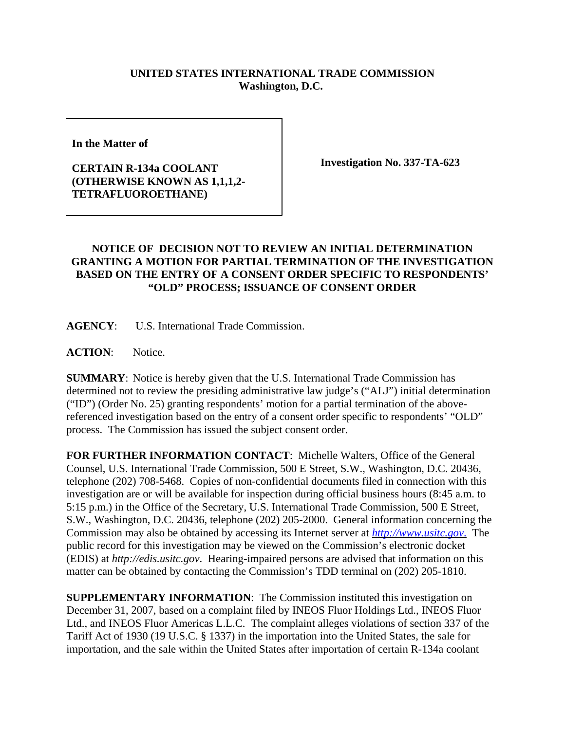**UNITED STATES INTERNATIONAL TRADE COMMISSION**
**Washington, D.C.**

**In the Matter of**

**CERTAIN R-134a COOLANT (OTHERWISE KNOWN AS 1,1,1,2-TETRAFLUOROETHANE)**

**Investigation No. 337-TA-623**

## NOTICE OF DECISION NOT TO REVIEW AN INITIAL DETERMINATION GRANTING A MOTION FOR PARTIAL TERMINATION OF THE INVESTIGATION BASED ON THE ENTRY OF A CONSENT ORDER SPECIFIC TO RESPONDENTS' "OLD" PROCESS; ISSUANCE OF CONSENT ORDER

**AGENCY**: U.S. International Trade Commission.

**ACTION**: Notice.

**SUMMARY**: Notice is hereby given that the U.S. International Trade Commission has determined not to review the presiding administrative law judge's ("ALJ") initial determination ("ID") (Order No. 25) granting respondents' motion for a partial termination of the above-referenced investigation based on the entry of a consent order specific to respondents' "OLD" process. The Commission has issued the subject consent order.

**FOR FURTHER INFORMATION CONTACT**: Michelle Walters, Office of the General Counsel, U.S. International Trade Commission, 500 E Street, S.W., Washington, D.C. 20436, telephone (202) 708-5468. Copies of non-confidential documents filed in connection with this investigation are or will be available for inspection during official business hours (8:45 a.m. to 5:15 p.m.) in the Office of the Secretary, U.S. International Trade Commission, 500 E Street, S.W., Washington, D.C. 20436, telephone (202) 205-2000. General information concerning the Commission may also be obtained by accessing its Internet server at *http://www.usitc.gov*. The public record for this investigation may be viewed on the Commission's electronic docket (EDIS) at *http://edis.usitc.gov*. Hearing-impaired persons are advised that information on this matter can be obtained by contacting the Commission's TDD terminal on (202) 205-1810.

**SUPPLEMENTARY INFORMATION**: The Commission instituted this investigation on December 31, 2007, based on a complaint filed by INEOS Fluor Holdings Ltd., INEOS Fluor Ltd., and INEOS Fluor Americas L.L.C. The complaint alleges violations of section 337 of the Tariff Act of 1930 (19 U.S.C. § 1337) in the importation into the United States, the sale for importation, and the sale within the United States after importation of certain R-134a coolant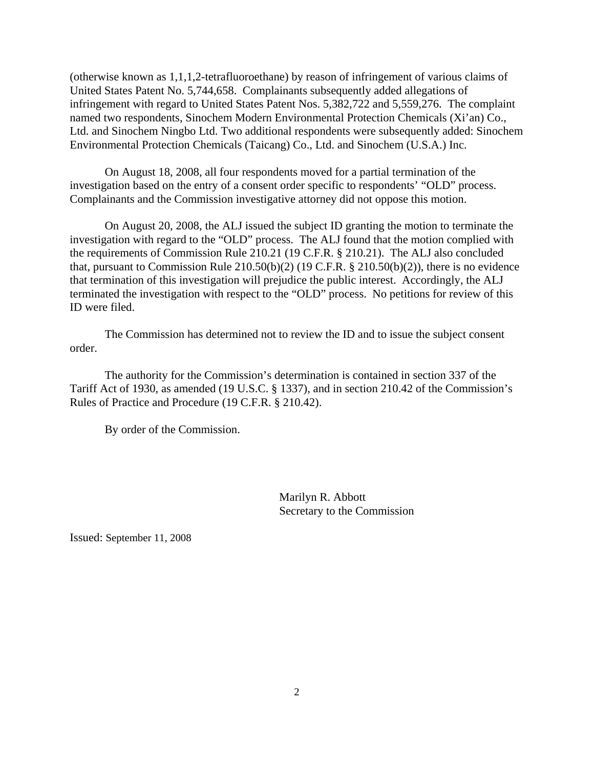(otherwise known as 1,1,1,2-tetrafluoroethane) by reason of infringement of various claims of United States Patent No. 5,744,658. Complainants subsequently added allegations of infringement with regard to United States Patent Nos. 5,382,722 and 5,559,276. The complaint named two respondents, Sinochem Modern Environmental Protection Chemicals (Xi'an) Co., Ltd. and Sinochem Ningbo Ltd. Two additional respondents were subsequently added: Sinochem Environmental Protection Chemicals (Taicang) Co., Ltd. and Sinochem (U.S.A.) Inc.

On August 18, 2008, all four respondents moved for a partial termination of the investigation based on the entry of a consent order specific to respondents' "OLD" process. Complainants and the Commission investigative attorney did not oppose this motion.

On August 20, 2008, the ALJ issued the subject ID granting the motion to terminate the investigation with regard to the "OLD" process. The ALJ found that the motion complied with the requirements of Commission Rule 210.21 (19 C.F.R. § 210.21). The ALJ also concluded that, pursuant to Commission Rule 210.50(b)(2) (19 C.F.R. § 210.50(b)(2)), there is no evidence that termination of this investigation will prejudice the public interest. Accordingly, the ALJ terminated the investigation with respect to the "OLD" process. No petitions for review of this ID were filed.

The Commission has determined not to review the ID and to issue the subject consent order.

The authority for the Commission's determination is contained in section 337 of the Tariff Act of 1930, as amended (19 U.S.C. § 1337), and in section 210.42 of the Commission's Rules of Practice and Procedure (19 C.F.R. § 210.42).

By order of the Commission.

Marilyn R. Abbott
Secretary to the Commission

Issued: September 11, 2008